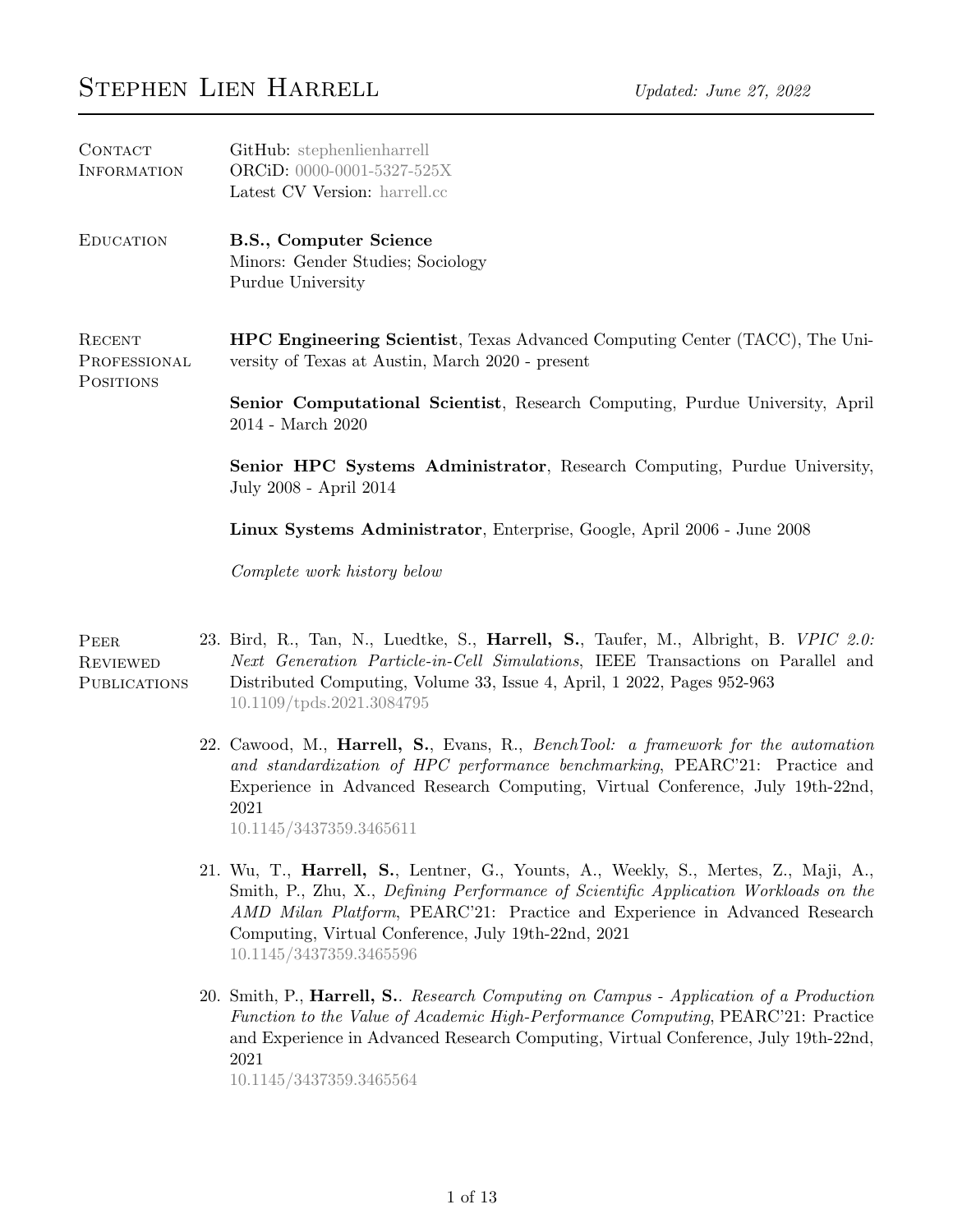# Stephen Lien Harrell

*Updated: June 27, 2022*

## Contact Information

GitHub: stephenlienharrell
ORCiD: 0000-0001-5327-525X
Latest CV Version: harrell.cc

## Education

**B.S., Computer Science**
Minors: Gender Studies; Sociology
Purdue University

## Recent Professional Positions

**HPC Engineering Scientist**, Texas Advanced Computing Center (TACC), The University of Texas at Austin, March 2020 - present

**Senior Computational Scientist**, Research Computing, Purdue University, April 2014 - March 2020

**Senior HPC Systems Administrator**, Research Computing, Purdue University, July 2008 - April 2014

**Linux Systems Administrator**, Enterprise, Google, April 2006 - June 2008

*Complete work history below*

## Peer Reviewed Publications

23. Bird, R., Tan, N., Luedtke, S., **Harrell, S.**, Taufer, M., Albright, B. *VPIC 2.0: Next Generation Particle-in-Cell Simulations*, IEEE Transactions on Parallel and Distributed Computing, Volume 33, Issue 4, April, 1 2022, Pages 952-963
    10.1109/tpds.2021.3084795

22. Cawood, M., **Harrell, S.**, Evans, R., *BenchTool: a framework for the automation and standardization of HPC performance benchmarking*, PEARC'21: Practice and Experience in Advanced Research Computing, Virtual Conference, July 19th-22nd, 2021
    10.1145/3437359.3465611

21. Wu, T., **Harrell, S.**, Lentner, G., Younts, A., Weekly, S., Mertes, Z., Maji, A., Smith, P., Zhu, X., *Defining Performance of Scientific Application Workloads on the AMD Milan Platform*, PEARC'21: Practice and Experience in Advanced Research Computing, Virtual Conference, July 19th-22nd, 2021
    10.1145/3437359.3465596

20. Smith, P., **Harrell, S.**. *Research Computing on Campus - Application of a Production Function to the Value of Academic High-Performance Computing*, PEARC'21: Practice and Experience in Advanced Research Computing, Virtual Conference, July 19th-22nd, 2021
    10.1145/3437359.3465564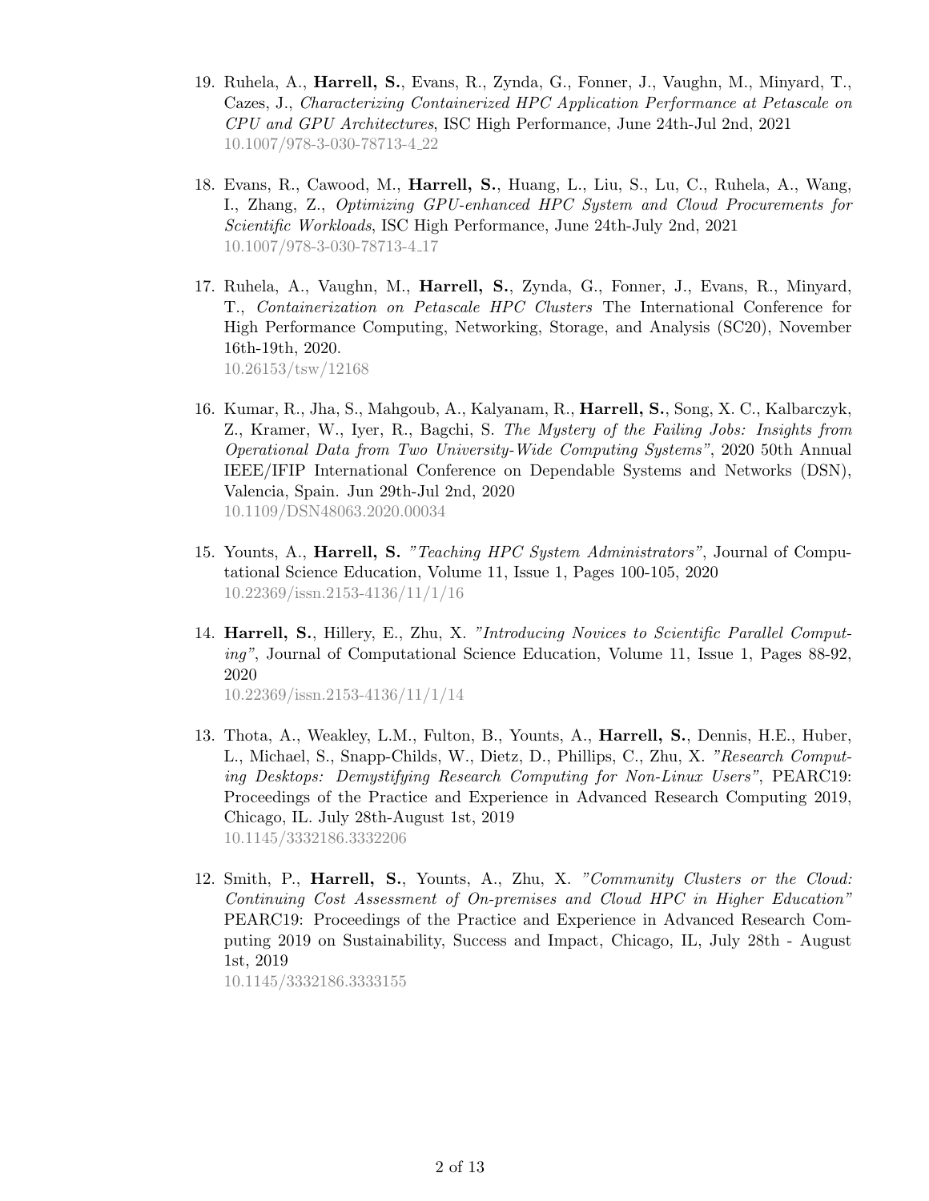19. Ruhela, A., **Harrell, S.**, Evans, R., Zynda, G., Fonner, J., Vaughn, M., Minyard, T., Cazes, J., *Characterizing Containerized HPC Application Performance at Petascale on CPU and GPU Architectures*, ISC High Performance, June 24th-Jul 2nd, 2021
   10.1007/978-3-030-78713-4_22

18. Evans, R., Cawood, M., **Harrell, S.**, Huang, L., Liu, S., Lu, C., Ruhela, A., Wang, I., Zhang, Z., *Optimizing GPU-enhanced HPC System and Cloud Procurements for Scientific Workloads*, ISC High Performance, June 24th-July 2nd, 2021
   10.1007/978-3-030-78713-4_17

17. Ruhela, A., Vaughn, M., **Harrell, S.**, Zynda, G., Fonner, J., Evans, R., Minyard, T., *Containerization on Petascale HPC Clusters* The International Conference for High Performance Computing, Networking, Storage, and Analysis (SC20), November 16th-19th, 2020.
   10.26153/tsw/12168

16. Kumar, R., Jha, S., Mahgoub, A., Kalyanam, R., **Harrell, S.**, Song, X. C., Kalbarczyk, Z., Kramer, W., Iyer, R., Bagchi, S. *The Mystery of the Failing Jobs: Insights from Operational Data from Two University-Wide Computing Systems"*, 2020 50th Annual IEEE/IFIP International Conference on Dependable Systems and Networks (DSN), Valencia, Spain. Jun 29th-Jul 2nd, 2020
   10.1109/DSN48063.2020.00034

15. Younts, A., **Harrell, S.** *"Teaching HPC System Administrators"*, Journal of Computational Science Education, Volume 11, Issue 1, Pages 100-105, 2020
   10.22369/issn.2153-4136/11/1/16

14. **Harrell, S.**, Hillery, E., Zhu, X. *"Introducing Novices to Scientific Parallel Computing"*, Journal of Computational Science Education, Volume 11, Issue 1, Pages 88-92, 2020
   10.22369/issn.2153-4136/11/1/14

13. Thota, A., Weakley, L.M., Fulton, B., Younts, A., **Harrell, S.**, Dennis, H.E., Huber, L., Michael, S., Snapp-Childs, W., Dietz, D., Phillips, C., Zhu, X. *"Research Computing Desktops: Demystifying Research Computing for Non-Linux Users"*, PEARC19: Proceedings of the Practice and Experience in Advanced Research Computing 2019, Chicago, IL. July 28th-August 1st, 2019
   10.1145/3332186.3332206

12. Smith, P., **Harrell, S.**, Younts, A., Zhu, X. *"Community Clusters or the Cloud: Continuing Cost Assessment of On-premises and Cloud HPC in Higher Education"* PEARC19: Proceedings of the Practice and Experience in Advanced Research Computing 2019 on Sustainability, Success and Impact, Chicago, IL, July 28th - August 1st, 2019
   10.1145/3332186.3333155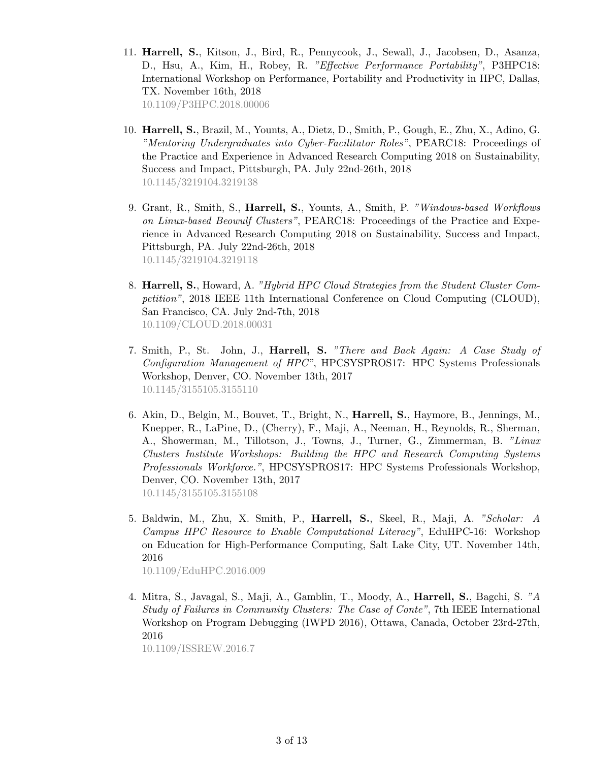11. **Harrell, S.**, Kitson, J., Bird, R., Pennycook, J., Sewall, J., Jacobsen, D., Asanza, D., Hsu, A., Kim, H., Robey, R. *"Effective Performance Portability"*, P3HPC18: International Workshop on Performance, Portability and Productivity in HPC, Dallas, TX. November 16th, 2018
    10.1109/P3HPC.2018.00006

10. **Harrell, S.**, Brazil, M., Younts, A., Dietz, D., Smith, P., Gough, E., Zhu, X., Adino, G. *"Mentoring Undergraduates into Cyber-Facilitator Roles"*, PEARC18: Proceedings of the Practice and Experience in Advanced Research Computing 2018 on Sustainability, Success and Impact, Pittsburgh, PA. July 22nd-26th, 2018
    10.1145/3219104.3219138

9. Grant, R., Smith, S., **Harrell, S.**, Younts, A., Smith, P. *"Windows-based Workflows on Linux-based Beowulf Clusters"*, PEARC18: Proceedings of the Practice and Experience in Advanced Research Computing 2018 on Sustainability, Success and Impact, Pittsburgh, PA. July 22nd-26th, 2018
    10.1145/3219104.3219118

8. **Harrell, S.**, Howard, A. *"Hybrid HPC Cloud Strategies from the Student Cluster Competition"*, 2018 IEEE 11th International Conference on Cloud Computing (CLOUD), San Francisco, CA. July 2nd-7th, 2018
    10.1109/CLOUD.2018.00031

7. Smith, P., St. John, J., **Harrell, S.** *"There and Back Again: A Case Study of Configuration Management of HPC"*, HPCSYSPROS17: HPC Systems Professionals Workshop, Denver, CO. November 13th, 2017
    10.1145/3155105.3155110

6. Akin, D., Belgin, M., Bouvet, T., Bright, N., **Harrell, S.**, Haymore, B., Jennings, M., Knepper, R., LaPine, D., (Cherry), F., Maji, A., Neeman, H., Reynolds, R., Sherman, A., Showerman, M., Tillotson, J., Towns, J., Turner, G., Zimmerman, B. *"Linux Clusters Institute Workshops: Building the HPC and Research Computing Systems Professionals Workforce."*, HPCSYSPROS17: HPC Systems Professionals Workshop, Denver, CO. November 13th, 2017
    10.1145/3155105.3155108

5. Baldwin, M., Zhu, X. Smith, P., **Harrell, S.**, Skeel, R., Maji, A. *"Scholar: A Campus HPC Resource to Enable Computational Literacy"*, EduHPC-16: Workshop on Education for High-Performance Computing, Salt Lake City, UT. November 14th, 2016
    10.1109/EduHPC.2016.009

4. Mitra, S., Javagal, S., Maji, A., Gamblin, T., Moody, A., **Harrell, S.**, Bagchi, S. *"A Study of Failures in Community Clusters: The Case of Conte"*, 7th IEEE International Workshop on Program Debugging (IWPD 2016), Ottawa, Canada, October 23rd-27th, 2016
    10.1109/ISSREW.2016.7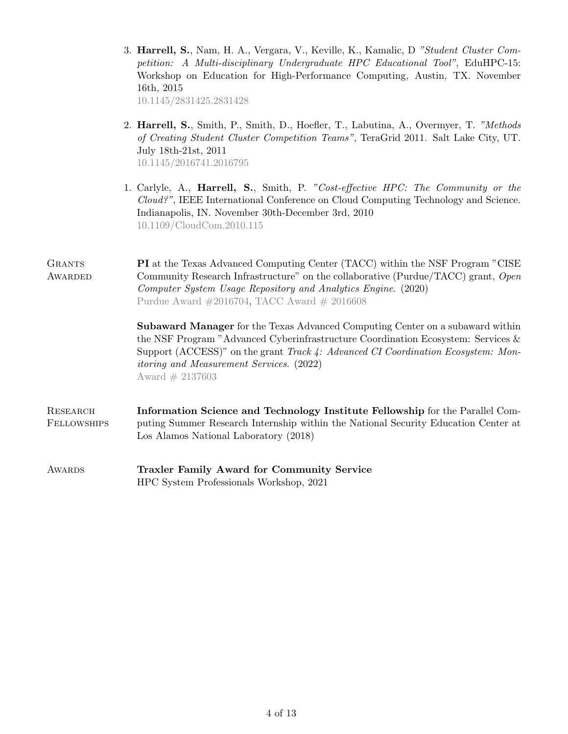3. **Harrell, S.**, Nam, H. A., Vergara, V., Keville, K., Kamalic, D *"Student Cluster Competition: A Multi-disciplinary Undergraduate HPC Educational Tool"*, EduHPC-15: Workshop on Education for High-Performance Computing, Austin, TX. November 16th, 2015
   10.1145/2831425.2831428

2. **Harrell, S.**, Smith, P., Smith, D., Hoefler, T., Labutina, A., Overmyer, T. *"Methods of Creating Student Cluster Competition Teams"*, TeraGrid 2011. Salt Lake City, UT. July 18th-21st, 2011
   10.1145/2016741.2016795

1. Carlyle, A., **Harrell, S.**, Smith, P. *"Cost-effective HPC: The Community or the Cloud?"*, IEEE International Conference on Cloud Computing Technology and Science. Indianapolis, IN. November 30th-December 3rd, 2010
   10.1109/CloudCom.2010.115

## Grants Awarded

**PI** at the Texas Advanced Computing Center (TACC) within the NSF Program "CISE Community Research Infrastructure" on the collaborative (Purdue/TACC) grant, *Open Computer System Usage Repository and Analytics Engine*. (2020)
Purdue Award #2016704, TACC Award # 2016608

**Subaward Manager** for the Texas Advanced Computing Center on a subaward within the NSF Program "Advanced Cyberinfrastructure Coordination Ecosystem: Services & Support (ACCESS)" on the grant *Track 4: Advanced CI Coordination Ecosystem: Monitoring and Measurement Services*. (2022)
Award # 2137603

## Research Fellowships

**Information Science and Technology Institute Fellowship** for the Parallel Computing Summer Research Internship within the National Security Education Center at Los Alamos National Laboratory (2018)

## Awards

**Traxler Family Award for Community Service**
HPC System Professionals Workshop, 2021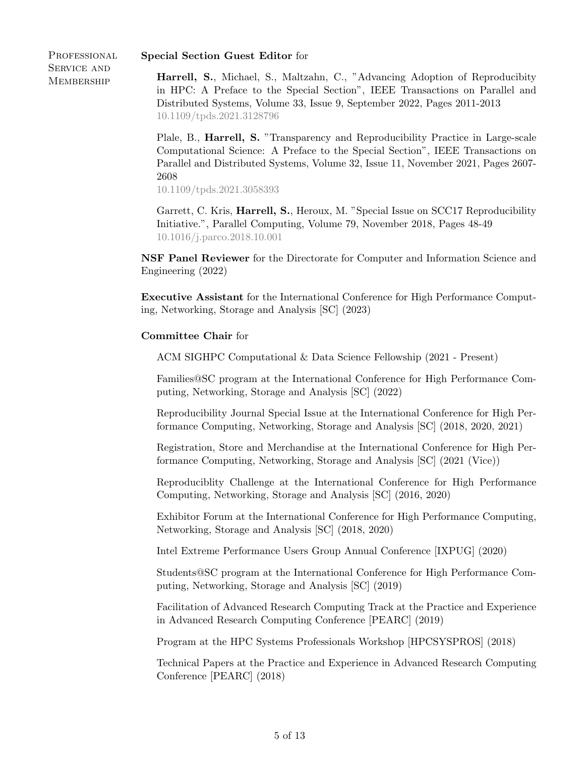## Professional Service and Membership

**Special Section Guest Editor** for

**Harrell, S.**, Michael, S., Maltzahn, C., "Advancing Adoption of Reproducibity in HPC: A Preface to the Special Section", IEEE Transactions on Parallel and Distributed Systems, Volume 33, Issue 9, September 2022, Pages 2011-2013
10.1109/tpds.2021.3128796

Plale, B., **Harrell, S.** "Transparency and Reproducibility Practice in Large-scale Computational Science: A Preface to the Special Section", IEEE Transactions on Parallel and Distributed Systems, Volume 32, Issue 11, November 2021, Pages 2607-2608
10.1109/tpds.2021.3058393

Garrett, C. Kris, **Harrell, S.**, Heroux, M. "Special Issue on SCC17 Reproducibility Initiative.", Parallel Computing, Volume 79, November 2018, Pages 48-49
10.1016/j.parco.2018.10.001

**NSF Panel Reviewer** for the Directorate for Computer and Information Science and Engineering (2022)

**Executive Assistant** for the International Conference for High Performance Computing, Networking, Storage and Analysis [SC] (2023)

**Committee Chair** for

ACM SIGHPC Computational & Data Science Fellowship (2021 - Present)

Families@SC program at the International Conference for High Performance Computing, Networking, Storage and Analysis [SC] (2022)

Reproducibility Journal Special Issue at the International Conference for High Performance Computing, Networking, Storage and Analysis [SC] (2018, 2020, 2021)

Registration, Store and Merchandise at the International Conference for High Performance Computing, Networking, Storage and Analysis [SC] (2021 (Vice))

Reproduciblity Challenge at the International Conference for High Performance Computing, Networking, Storage and Analysis [SC] (2016, 2020)

Exhibitor Forum at the International Conference for High Performance Computing, Networking, Storage and Analysis [SC] (2018, 2020)

Intel Extreme Performance Users Group Annual Conference [IXPUG] (2020)

Students@SC program at the International Conference for High Performance Computing, Networking, Storage and Analysis [SC] (2019)

Facilitation of Advanced Research Computing Track at the Practice and Experience in Advanced Research Computing Conference [PEARC] (2019)

Program at the HPC Systems Professionals Workshop [HPCSYSPROS] (2018)

Technical Papers at the Practice and Experience in Advanced Research Computing Conference [PEARC] (2018)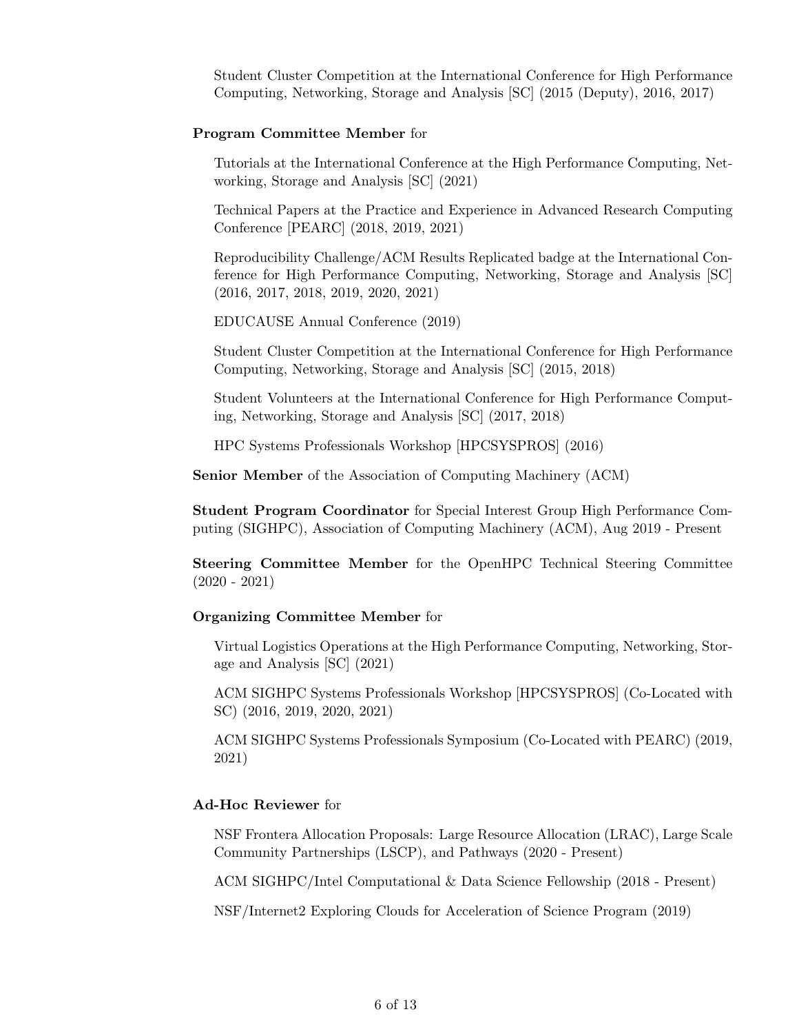Student Cluster Competition at the International Conference for High Performance Computing, Networking, Storage and Analysis [SC] (2015 (Deputy), 2016, 2017)

**Program Committee Member** for

Tutorials at the International Conference at the High Performance Computing, Networking, Storage and Analysis [SC] (2021)

Technical Papers at the Practice and Experience in Advanced Research Computing Conference [PEARC] (2018, 2019, 2021)

Reproducibility Challenge/ACM Results Replicated badge at the International Conference for High Performance Computing, Networking, Storage and Analysis [SC] (2016, 2017, 2018, 2019, 2020, 2021)

EDUCAUSE Annual Conference (2019)

Student Cluster Competition at the International Conference for High Performance Computing, Networking, Storage and Analysis [SC] (2015, 2018)

Student Volunteers at the International Conference for High Performance Computing, Networking, Storage and Analysis [SC] (2017, 2018)

HPC Systems Professionals Workshop [HPCSYSPROS] (2016)

**Senior Member** of the Association of Computing Machinery (ACM)

**Student Program Coordinator** for Special Interest Group High Performance Computing (SIGHPC), Association of Computing Machinery (ACM), Aug 2019 - Present

**Steering Committee Member** for the OpenHPC Technical Steering Committee (2020 - 2021)

**Organizing Committee Member** for

Virtual Logistics Operations at the High Performance Computing, Networking, Storage and Analysis [SC] (2021)

ACM SIGHPC Systems Professionals Workshop [HPCSYSPROS] (Co-Located with SC) (2016, 2019, 2020, 2021)

ACM SIGHPC Systems Professionals Symposium (Co-Located with PEARC) (2019, 2021)

**Ad-Hoc Reviewer** for

NSF Frontera Allocation Proposals: Large Resource Allocation (LRAC), Large Scale Community Partnerships (LSCP), and Pathways (2020 - Present)

ACM SIGHPC/Intel Computational & Data Science Fellowship (2018 - Present)

NSF/Internet2 Exploring Clouds for Acceleration of Science Program (2019)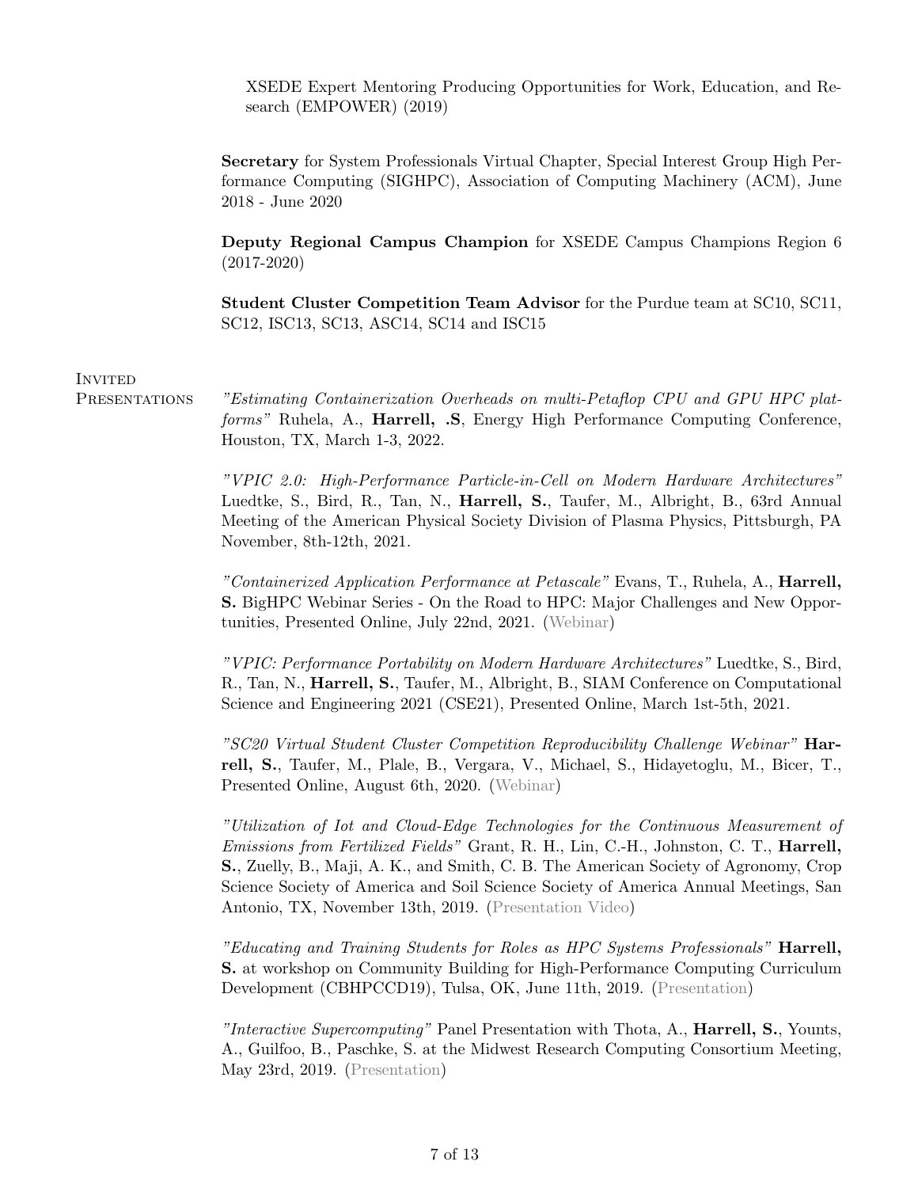XSEDE Expert Mentoring Producing Opportunities for Work, Education, and Research (EMPOWER) (2019)

**Secretary** for System Professionals Virtual Chapter, Special Interest Group High Performance Computing (SIGHPC), Association of Computing Machinery (ACM), June 2018 - June 2020

**Deputy Regional Campus Champion** for XSEDE Campus Champions Region 6 (2017-2020)

**Student Cluster Competition Team Advisor** for the Purdue team at SC10, SC11, SC12, ISC13, SC13, ASC14, SC14 and ISC15

## Invited Presentations

*"Estimating Containerization Overheads on multi-Petaflop CPU and GPU HPC platforms"* Ruhela, A., **Harrell, .S**, Energy High Performance Computing Conference, Houston, TX, March 1-3, 2022.

*"VPIC 2.0: High-Performance Particle-in-Cell on Modern Hardware Architectures"* Luedtke, S., Bird, R., Tan, N., **Harrell, S.**, Taufer, M., Albright, B., 63rd Annual Meeting of the American Physical Society Division of Plasma Physics, Pittsburgh, PA November, 8th-12th, 2021.

*"Containerized Application Performance at Petascale"* Evans, T., Ruhela, A., **Harrell, S.** BigHPC Webinar Series - On the Road to HPC: Major Challenges and New Opportunities, Presented Online, July 22nd, 2021. (Webinar)

*"VPIC: Performance Portability on Modern Hardware Architectures"* Luedtke, S., Bird, R., Tan, N., **Harrell, S.**, Taufer, M., Albright, B., SIAM Conference on Computational Science and Engineering 2021 (CSE21), Presented Online, March 1st-5th, 2021.

*"SC20 Virtual Student Cluster Competition Reproducibility Challenge Webinar"* **Harrell, S.**, Taufer, M., Plale, B., Vergara, V., Michael, S., Hidayetoglu, M., Bicer, T., Presented Online, August 6th, 2020. (Webinar)

*"Utilization of Iot and Cloud-Edge Technologies for the Continuous Measurement of Emissions from Fertilized Fields"* Grant, R. H., Lin, C.-H., Johnston, C. T., **Harrell, S.**, Zuelly, B., Maji, A. K., and Smith, C. B. The American Society of Agronomy, Crop Science Society of America and Soil Science Society of America Annual Meetings, San Antonio, TX, November 13th, 2019. (Presentation Video)

*"Educating and Training Students for Roles as HPC Systems Professionals"* **Harrell, S.** at workshop on Community Building for High-Performance Computing Curriculum Development (CBHPCCD19), Tulsa, OK, June 11th, 2019. (Presentation)

*"Interactive Supercomputing"* Panel Presentation with Thota, A., **Harrell, S.**, Younts, A., Guilfoo, B., Paschke, S. at the Midwest Research Computing Consortium Meeting, May 23rd, 2019. (Presentation)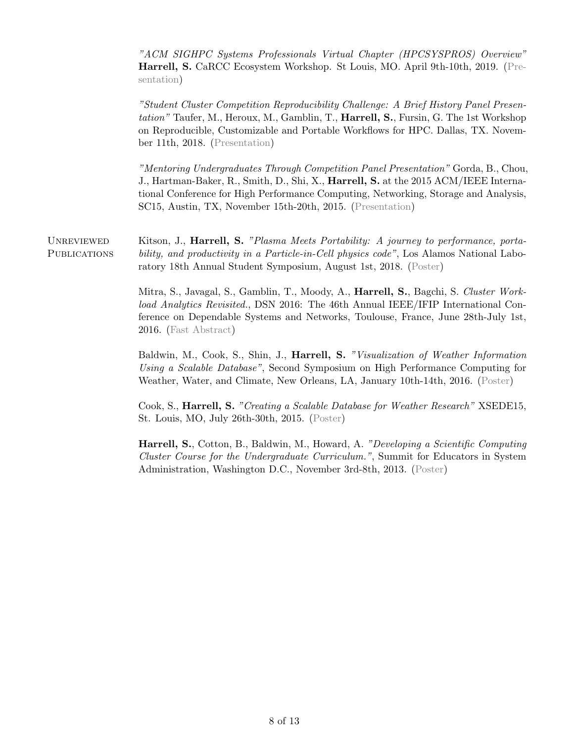*"ACM SIGHPC Systems Professionals Virtual Chapter (HPCSYSPROS) Overview"* **Harrell, S.** CaRCC Ecosystem Workshop. St Louis, MO. April 9th-10th, 2019. (Presentation)

*"Student Cluster Competition Reproducibility Challenge: A Brief History Panel Presentation"* Taufer, M., Heroux, M., Gamblin, T., **Harrell, S.**, Fursin, G. The 1st Workshop on Reproducible, Customizable and Portable Workflows for HPC. Dallas, TX. November 11th, 2018. (Presentation)

*"Mentoring Undergraduates Through Competition Panel Presentation"* Gorda, B., Chou, J., Hartman-Baker, R., Smith, D., Shi, X., **Harrell, S.** at the 2015 ACM/IEEE International Conference for High Performance Computing, Networking, Storage and Analysis, SC15, Austin, TX, November 15th-20th, 2015. (Presentation)

## Unreviewed Publications

Kitson, J., **Harrell, S.** *"Plasma Meets Portability: A journey to performance, portability, and productivity in a Particle-in-Cell physics code"*, Los Alamos National Laboratory 18th Annual Student Symposium, August 1st, 2018. (Poster)

Mitra, S., Javagal, S., Gamblin, T., Moody, A., **Harrell, S.**, Bagchi, S. *Cluster Workload Analytics Revisited.*, DSN 2016: The 46th Annual IEEE/IFIP International Conference on Dependable Systems and Networks, Toulouse, France, June 28th-July 1st, 2016. (Fast Abstract)

Baldwin, M., Cook, S., Shin, J., **Harrell, S.** *"Visualization of Weather Information Using a Scalable Database"*, Second Symposium on High Performance Computing for Weather, Water, and Climate, New Orleans, LA, January 10th-14th, 2016. (Poster)

Cook, S., **Harrell, S.** *"Creating a Scalable Database for Weather Research"* XSEDE15, St. Louis, MO, July 26th-30th, 2015. (Poster)

**Harrell, S.**, Cotton, B., Baldwin, M., Howard, A. *"Developing a Scientific Computing Cluster Course for the Undergraduate Curriculum."*, Summit for Educators in System Administration, Washington D.C., November 3rd-8th, 2013. (Poster)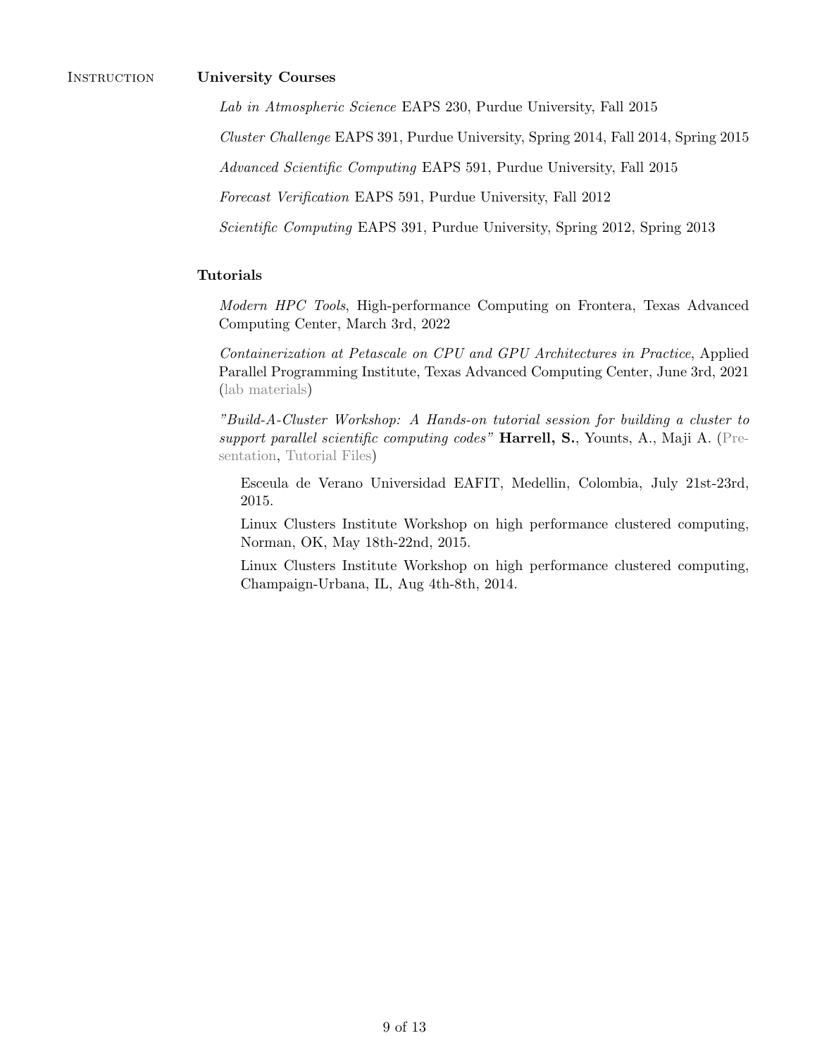## Instruction

### University Courses

*Lab in Atmospheric Science* EAPS 230, Purdue University, Fall 2015

*Cluster Challenge* EAPS 391, Purdue University, Spring 2014, Fall 2014, Spring 2015

*Advanced Scientific Computing* EAPS 591, Purdue University, Fall 2015

*Forecast Verification* EAPS 591, Purdue University, Fall 2012

*Scientific Computing* EAPS 391, Purdue University, Spring 2012, Spring 2013

### Tutorials

*Modern HPC Tools*, High-performance Computing on Frontera, Texas Advanced Computing Center, March 3rd, 2022

*Containerization at Petascale on CPU and GPU Architectures in Practice*, Applied Parallel Programming Institute, Texas Advanced Computing Center, June 3rd, 2021 (lab materials)

*"Build-A-Cluster Workshop: A Hands-on tutorial session for building a cluster to support parallel scientific computing codes"* **Harrell, S.**, Younts, A., Maji A. (Presentation, Tutorial Files)

- Esceula de Verano Universidad EAFIT, Medellin, Colombia, July 21st-23rd, 2015.
- Linux Clusters Institute Workshop on high performance clustered computing, Norman, OK, May 18th-22nd, 2015.
- Linux Clusters Institute Workshop on high performance clustered computing, Champaign-Urbana, IL, Aug 4th-8th, 2014.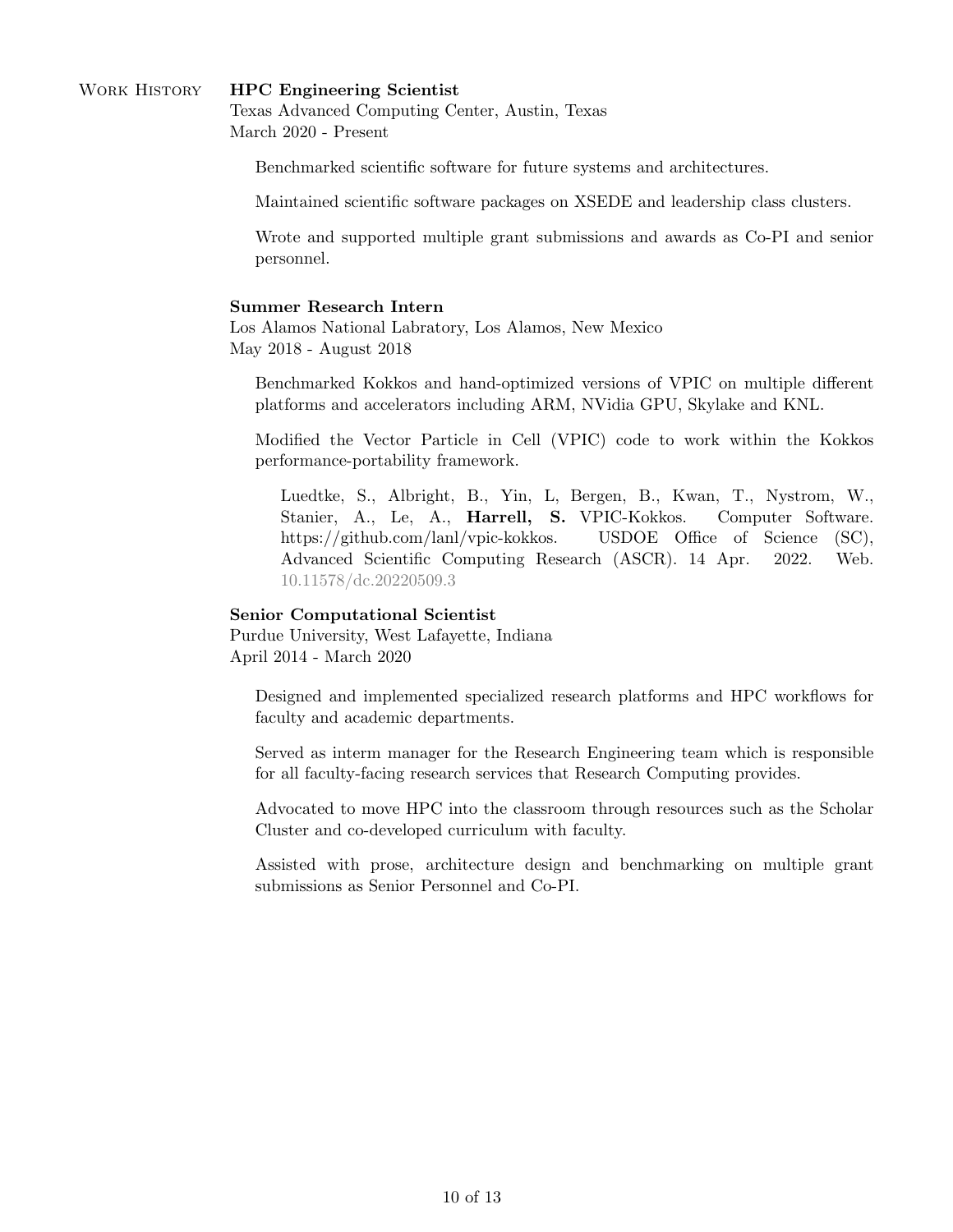## Work History

**HPC Engineering Scientist**
Texas Advanced Computing Center, Austin, Texas
March 2020 - Present

Benchmarked scientific software for future systems and architectures.

Maintained scientific software packages on XSEDE and leadership class clusters.

Wrote and supported multiple grant submissions and awards as Co-PI and senior personnel.

**Summer Research Intern**
Los Alamos National Labratory, Los Alamos, New Mexico
May 2018 - August 2018

Benchmarked Kokkos and hand-optimized versions of VPIC on multiple different platforms and accelerators including ARM, NVidia GPU, Skylake and KNL.

Modified the Vector Particle in Cell (VPIC) code to work within the Kokkos performance-portability framework.

> Luedtke, S., Albright, B., Yin, L, Bergen, B., Kwan, T., Nystrom, W., Stanier, A., Le, A., **Harrell, S.** VPIC-Kokkos. Computer Software. https://github.com/lanl/vpic-kokkos. USDOE Office of Science (SC), Advanced Scientific Computing Research (ASCR). 14 Apr. 2022. Web. 10.11578/dc.20220509.3

**Senior Computational Scientist**
Purdue University, West Lafayette, Indiana
April 2014 - March 2020

Designed and implemented specialized research platforms and HPC workflows for faculty and academic departments.

Served as interm manager for the Research Engineering team which is responsible for all faculty-facing research services that Research Computing provides.

Advocated to move HPC into the classroom through resources such as the Scholar Cluster and co-developed curriculum with faculty.

Assisted with prose, architecture design and benchmarking on multiple grant submissions as Senior Personnel and Co-PI.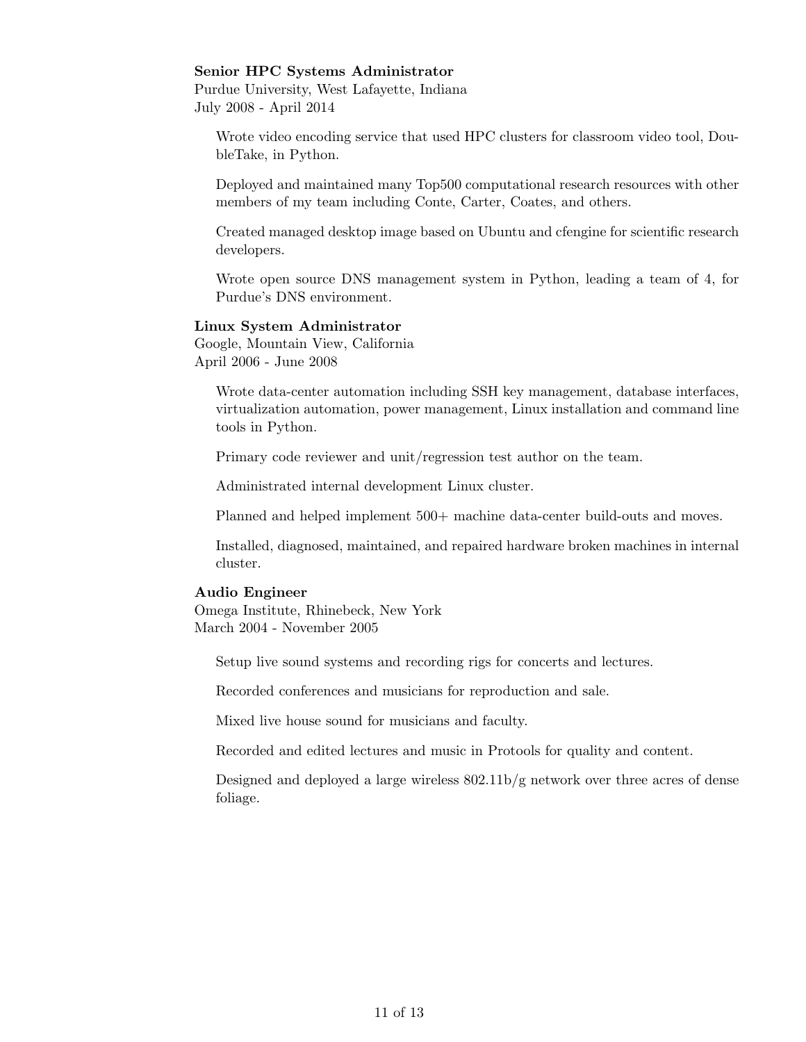**Senior HPC Systems Administrator**
Purdue University, West Lafayette, Indiana
July 2008 - April 2014

Wrote video encoding service that used HPC clusters for classroom video tool, DoubleTake, in Python.

Deployed and maintained many Top500 computational research resources with other members of my team including Conte, Carter, Coates, and others.

Created managed desktop image based on Ubuntu and cfengine for scientific research developers.

Wrote open source DNS management system in Python, leading a team of 4, for Purdue's DNS environment.

**Linux System Administrator**
Google, Mountain View, California
April 2006 - June 2008

Wrote data-center automation including SSH key management, database interfaces, virtualization automation, power management, Linux installation and command line tools in Python.

Primary code reviewer and unit/regression test author on the team.

Administrated internal development Linux cluster.

Planned and helped implement 500+ machine data-center build-outs and moves.

Installed, diagnosed, maintained, and repaired hardware broken machines in internal cluster.

**Audio Engineer**
Omega Institute, Rhinebeck, New York
March 2004 - November 2005

Setup live sound systems and recording rigs for concerts and lectures.

Recorded conferences and musicians for reproduction and sale.

Mixed live house sound for musicians and faculty.

Recorded and edited lectures and music in Protools for quality and content.

Designed and deployed a large wireless 802.11b/g network over three acres of dense foliage.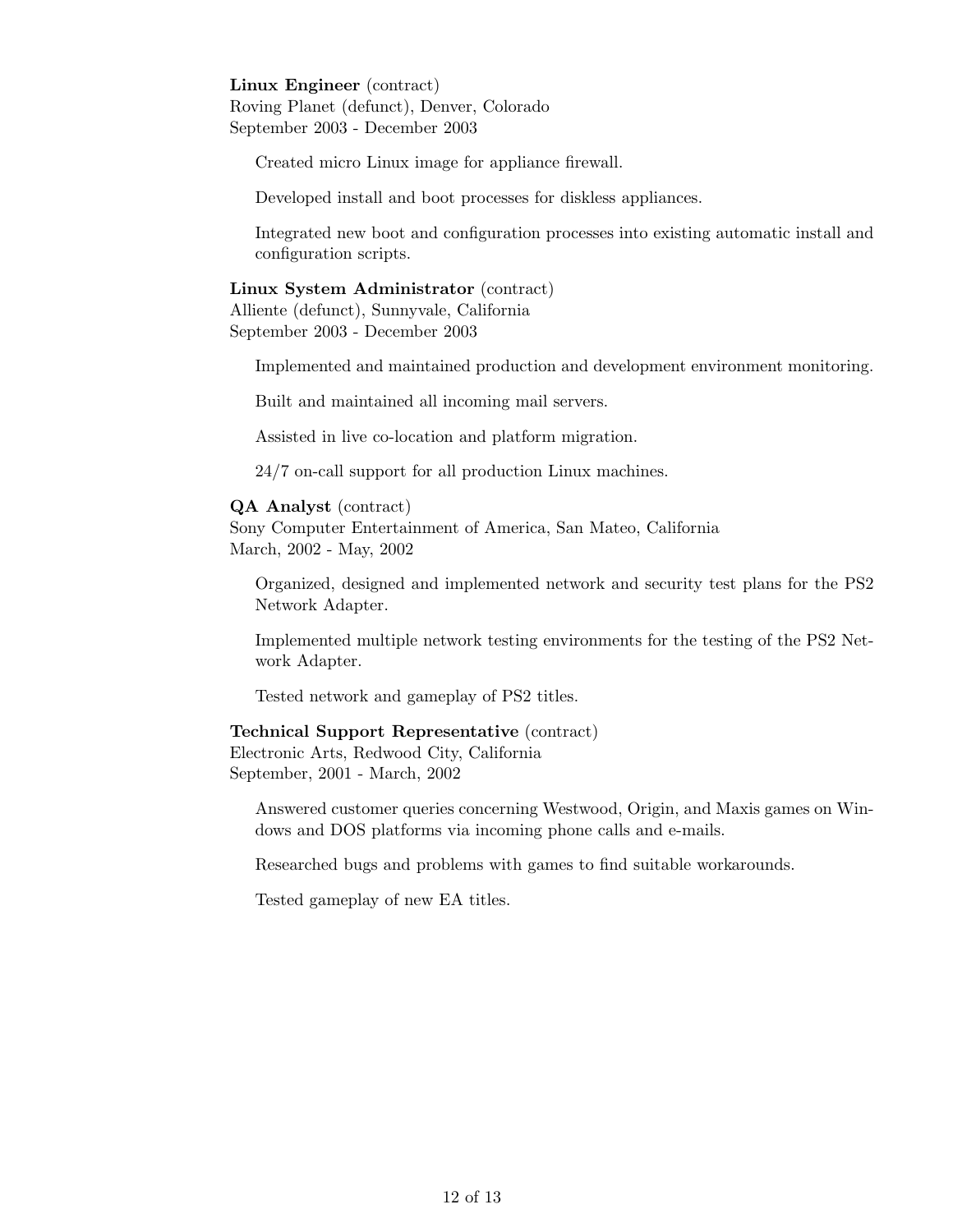**Linux Engineer** (contract)
Roving Planet (defunct), Denver, Colorado
September 2003 - December 2003

Created micro Linux image for appliance firewall.

Developed install and boot processes for diskless appliances.

Integrated new boot and configuration processes into existing automatic install and configuration scripts.

**Linux System Administrator** (contract)
Alliente (defunct), Sunnyvale, California
September 2003 - December 2003

Implemented and maintained production and development environment monitoring.

Built and maintained all incoming mail servers.

Assisted in live co-location and platform migration.

24/7 on-call support for all production Linux machines.

**QA Analyst** (contract)
Sony Computer Entertainment of America, San Mateo, California
March, 2002 - May, 2002

Organized, designed and implemented network and security test plans for the PS2 Network Adapter.

Implemented multiple network testing environments for the testing of the PS2 Network Adapter.

Tested network and gameplay of PS2 titles.

**Technical Support Representative** (contract)
Electronic Arts, Redwood City, California
September, 2001 - March, 2002

Answered customer queries concerning Westwood, Origin, and Maxis games on Windows and DOS platforms via incoming phone calls and e-mails.

Researched bugs and problems with games to find suitable workarounds.

Tested gameplay of new EA titles.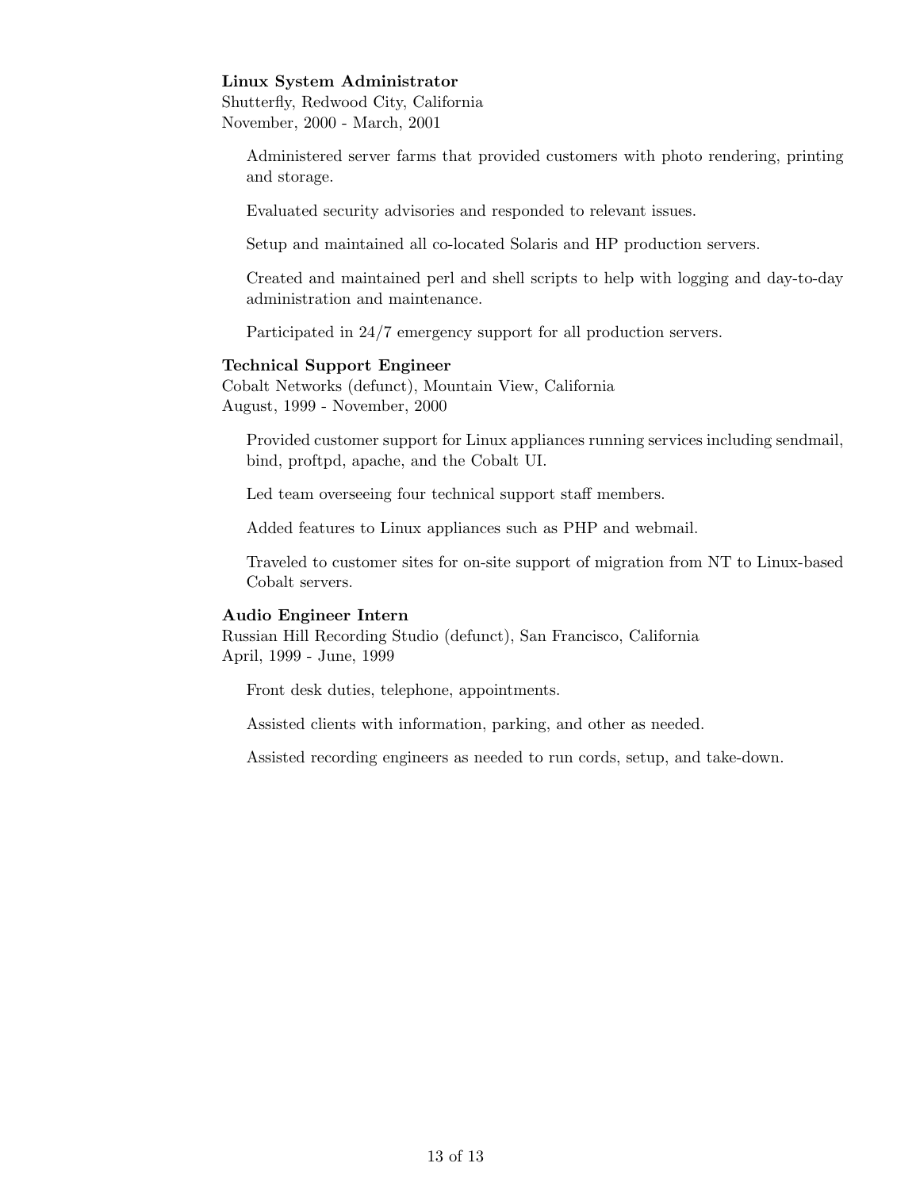**Linux System Administrator**
Shutterfly, Redwood City, California
November, 2000 - March, 2001

Administered server farms that provided customers with photo rendering, printing and storage.

Evaluated security advisories and responded to relevant issues.

Setup and maintained all co-located Solaris and HP production servers.

Created and maintained perl and shell scripts to help with logging and day-to-day administration and maintenance.

Participated in 24/7 emergency support for all production servers.

**Technical Support Engineer**
Cobalt Networks (defunct), Mountain View, California
August, 1999 - November, 2000

Provided customer support for Linux appliances running services including sendmail, bind, proftpd, apache, and the Cobalt UI.

Led team overseeing four technical support staff members.

Added features to Linux appliances such as PHP and webmail.

Traveled to customer sites for on-site support of migration from NT to Linux-based Cobalt servers.

**Audio Engineer Intern**
Russian Hill Recording Studio (defunct), San Francisco, California
April, 1999 - June, 1999

Front desk duties, telephone, appointments.

Assisted clients with information, parking, and other as needed.

Assisted recording engineers as needed to run cords, setup, and take-down.